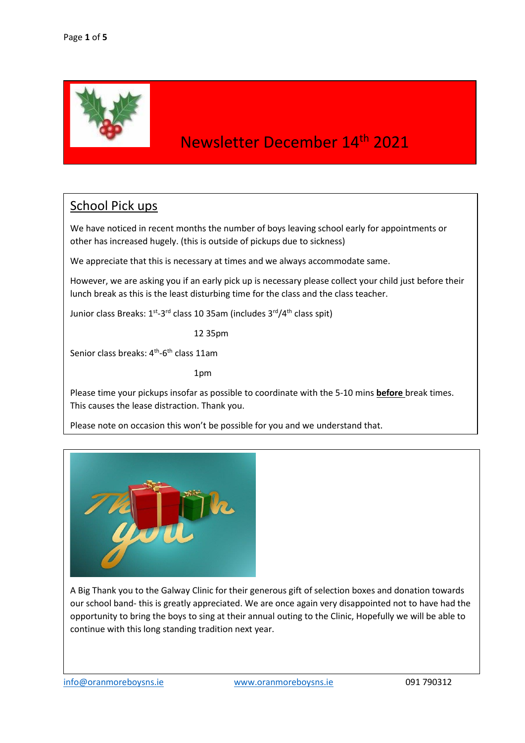# Newsletter December 14th 2021

## School Pick ups

We have noticed in recent months the number of boys leaving school early for appointments or other has increased hugely. (this is outside of pickups due to sickness)

We appreciate that this is necessary at times and we always accommodate same.

However, we are asking you if an early pick up is necessary please collect your child just before their lunch break as this is the least disturbing time for the class and the class teacher.

Junior class Breaks: 1st-3rd class 10 35am (includes 3rd/4th class spit)

12 35pm

Senior class breaks: 4th-6th class 11am

1pm

Please time your pickups insofar as possible to coordinate with the 5-10 mins **before** break times. This causes the lease distraction. Thank you.

Please note on occasion this won't be possible for you and we understand that.

A Big Thank you to the Galway Clinic for their generous gift of selection boxes and donation towards our school band- this is greatly appreciated. We are once again very disappointed not to have had the opportunity to bring the boys to sing at their annual outing to the Clinic, Hopefully we will be able to continue with this long standing tradition next year.

info@oranmoreboysns.ie www.oranmoreboysns.ie 091 790312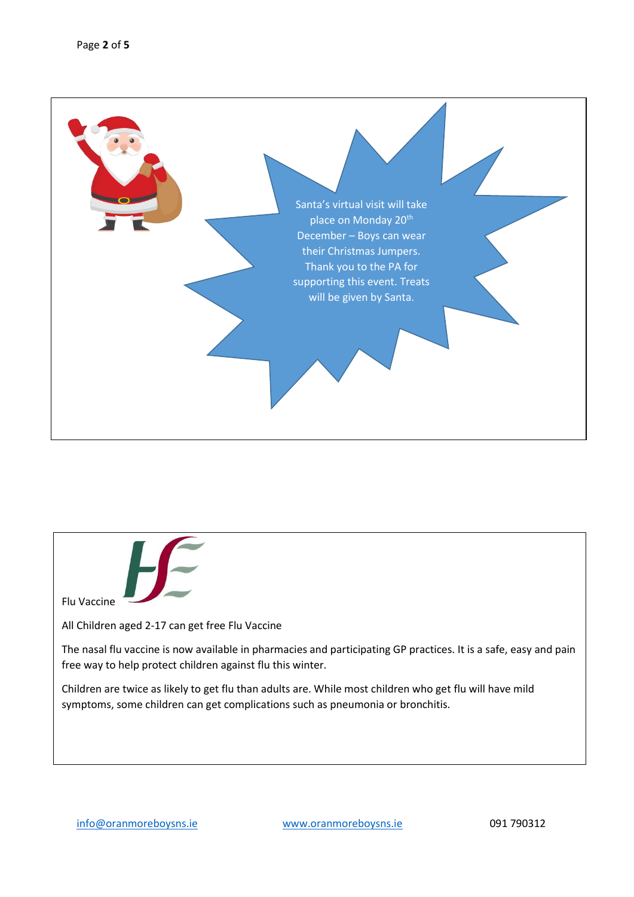Santa's virtual visit will take place on Monday 20th December – Boys can wear their Christmas Jumpers. Thank you to the PA for supporting this event. Treats will be given by Santa.

Flu Vaccine

All Children aged 2-17 can get free Flu Vaccine

The nasal flu vaccine is now available in pharmacies and participating GP practices. It is a safe, easy and pain free way to help protect children against flu this winter.

Children are twice as likely to get flu than adults are. While most children who get flu will have mild symptoms, some children can get complications such as pneumonia or bronchitis.

info@oranmoreboysns.ie www.oranmoreboysns.ie 091 790312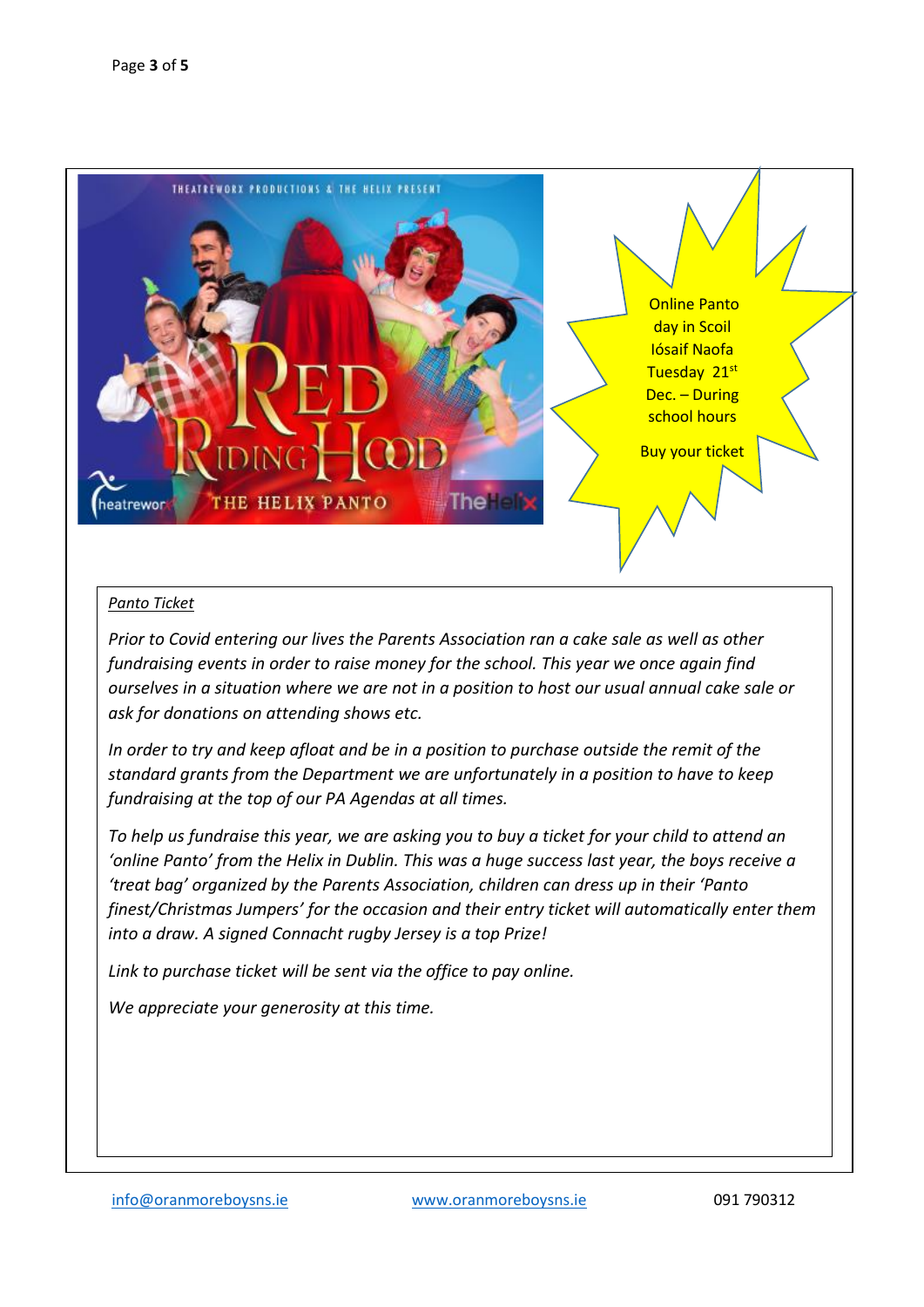Online Panto day in Scoil Iósaif Naofa Tuesday 21st Dec. – During school hours

Buy your ticket

*Panto Ticket*

*Prior to Covid entering our lives the Parents Association ran a cake sale as well as other fundraising events in order to raise money for the school. This year we once again find ourselves in a situation where we are not in a position to host our usual annual cake sale or ask for donations on attending shows etc.*

*In order to try and keep afloat and be in a position to purchase outside the remit of the standard grants from the Department we are unfortunately in a position to have to keep fundraising at the top of our PA Agendas at all times.*

*To help us fundraise this year, we are asking you to buy a ticket for your child to attend an 'online Panto' from the Helix in Dublin. This was a huge success last year, the boys receive a 'treat bag' organized by the Parents Association, children can dress up in their 'Panto finest/Christmas Jumpers' for the occasion and their entry ticket will automatically enter them into a draw. A signed Connacht rugby Jersey is a top Prize!*

*Link to purchase ticket will be sent via the office to pay online.*

*We appreciate your generosity at this time.*

info@oranmoreboysns.ie www.oranmoreboysns.ie 091 790312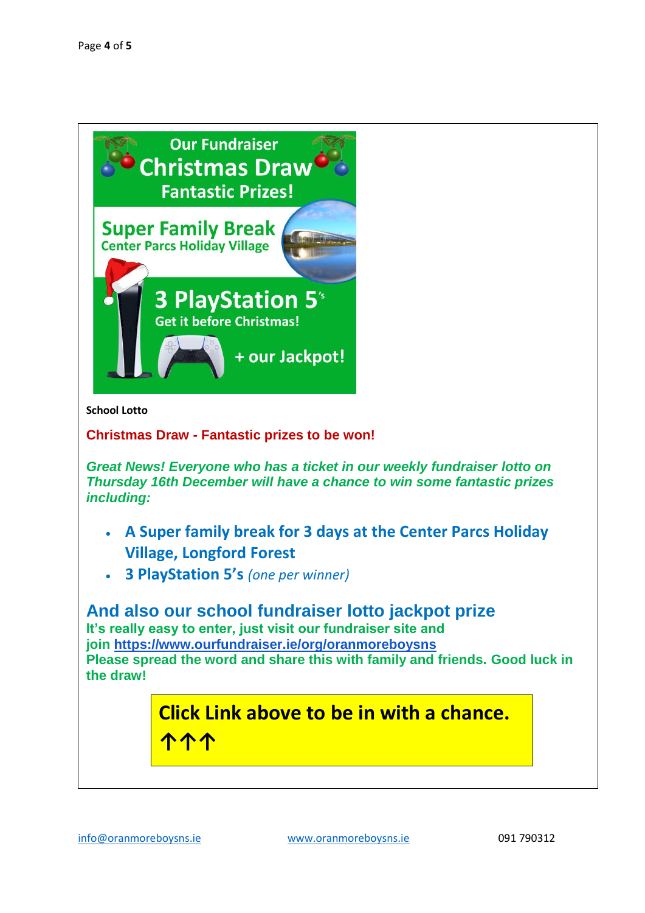Our Fundraiser
Christmas Draw
Fantastic Prizes!

Super Family Break
Center Parcs Holiday Village

3 PlayStation 5's
Get it before Christmas!

+ our Jackpot!

**School Lotto**

**Christmas Draw - Fantastic prizes to be won!**

***Great News! Everyone who has a ticket in our weekly fundraiser lotto on Thursday 16th December will have a chance to win some fantastic prizes including:***

- **A Super family break for 3 days at the Center Parcs Holiday Village, Longford Forest**
- **3 PlayStation 5's** *(one per winner)*

## And also our school fundraiser lotto jackpot prize

**It's really easy to enter, just visit our fundraiser site and join [https://www.ourfundraiser.ie/org/oranmoreboysns](https://www.ourfundraiser.ie/org/oranmoreboysns)**
**Please spread the word and share this with family and friends. Good luck in the draw!**

**Click Link above to be in with a chance. ↑↑↑**

info@oranmoreboysns.ie www.oranmoreboysns.ie 091 790312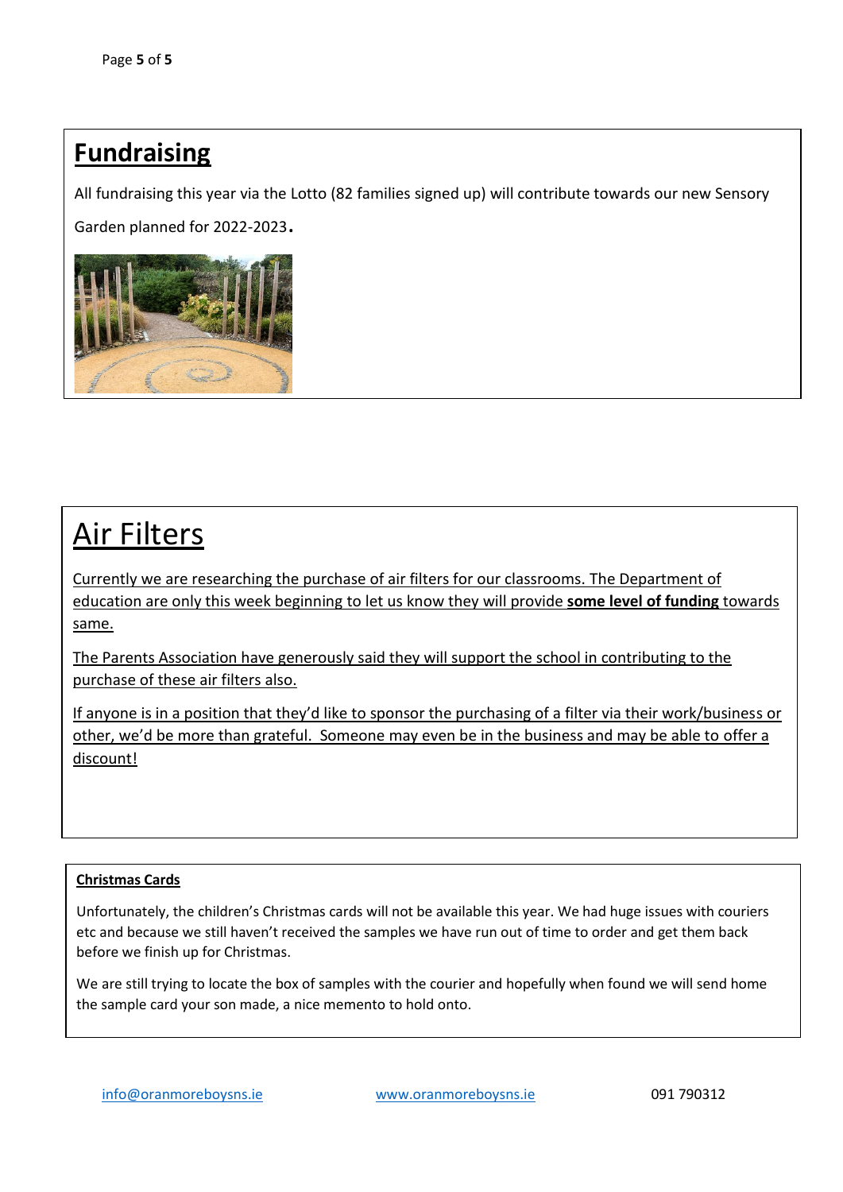## Fundraising

All fundraising this year via the Lotto (82 families signed up) will contribute towards our new Sensory Garden planned for 2022-2023.

## Air Filters

Currently we are researching the purchase of air filters for our classrooms. The Department of education are only this week beginning to let us know they will provide **some level of funding** towards same.

The Parents Association have generously said they will support the school in contributing to the purchase of these air filters also.

If anyone is in a position that they'd like to sponsor the purchasing of a filter via their work/business or other, we'd be more than grateful. Someone may even be in the business and may be able to offer a discount!

### Christmas Cards

Unfortunately, the children's Christmas cards will not be available this year. We had huge issues with couriers etc and because we still haven't received the samples we have run out of time to order and get them back before we finish up for Christmas.

We are still trying to locate the box of samples with the courier and hopefully when found we will send home the sample card your son made, a nice memento to hold onto.

info@oranmoreboysns.ie www.oranmoreboysns.ie 091 790312